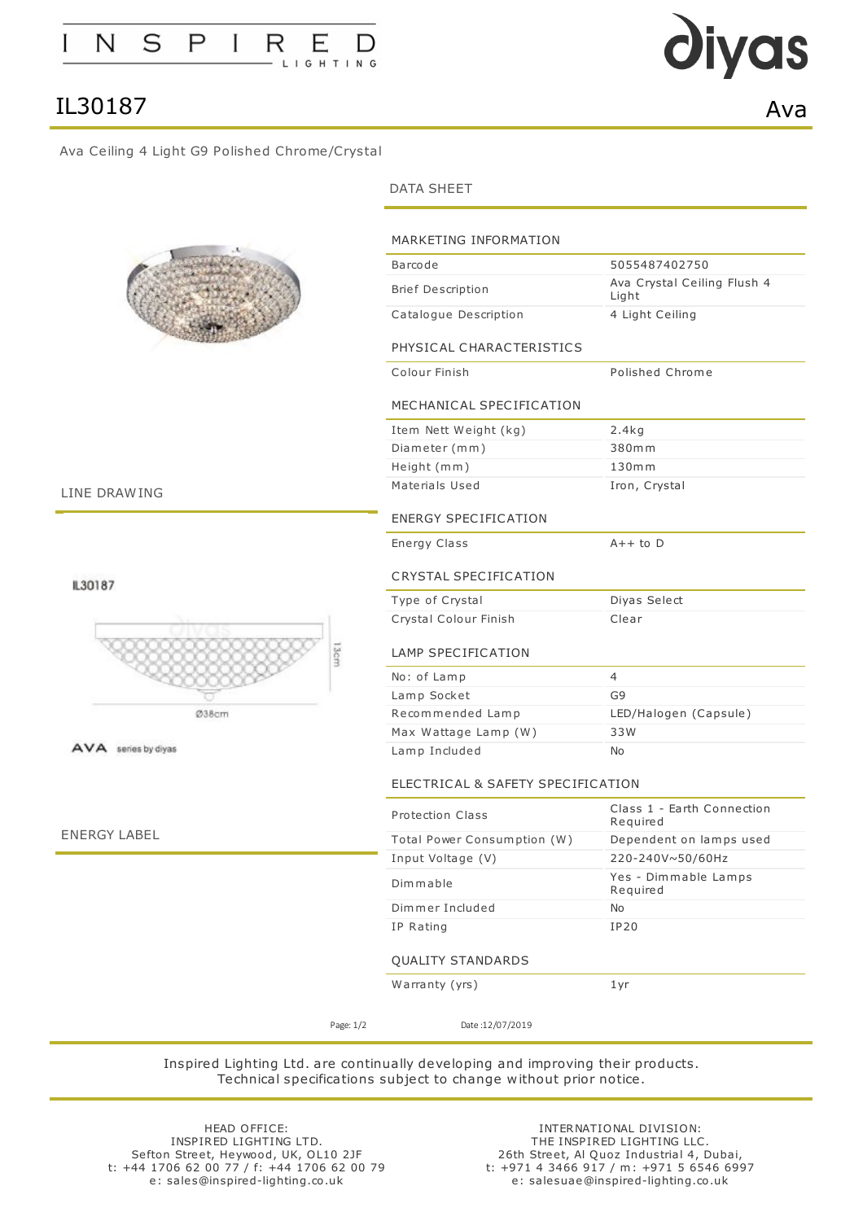# IL30187

## Ava

Ava Ceiling 4 Light G9 Polished Chrome/Crystal

## DATA SHEET

### MARKETING INFORMATION

| | |
|---|---|
| Barcode | 5055487402750 |
| Brief Description | Ava Crystal Ceiling Flush 4 Light |
| Catalogue Description | 4 Light Ceiling |

### PHYSICAL CHARACTERISTICS

| | |
|---|---|
| Colour Finish | Polished Chrome |

### MECHANICAL SPECIFICATION

| | |
|---|---|
| Item Nett Weight (kg) | 2.4kg |
| Diameter (mm) | 380mm |
| Height (mm) | 130mm |
| Materials Used | Iron, Crystal |

### ENERGY SPECIFICATION

| | |
|---|---|
| Energy Class | A++ to D |

### CRYSTAL SPECIFICATION

| | |
|---|---|
| Type of Crystal | Diyas Select |
| Crystal Colour Finish | Clear |

### LAMP SPECIFICATION

| | |
|---|---|
| No: of Lamp | 4 |
| Lamp Socket | G9 |
| Recommended Lamp | LED/Halogen (Capsule) |
| Max Wattage Lamp (W) | 33W |
| Lamp Included | No |

### ELECTRICAL & SAFETY SPECIFICATION

| | |
|---|---|
| Protection Class | Class 1 - Earth Connection Required |
| Total Power Consumption (W) | Dependent on lamps used |
| Input Voltage (V) | 220-240V~50/60Hz |
| Dimmable | Yes - Dimmable Lamps Required |
| Dimmer Included | No |
| IP Rating | IP20 |

### QUALITY STANDARDS

| | |
|---|---|
| Warranty (yrs) | 1yr |

## LINE DRAWING

IL30187

13cm

Ø38cm

AVA series by diyas

## ENERGY LABEL

Date :12/07/2019

Inspired Lighting Ltd. are continually developing and improving their products.
Technical specifications subject to change without prior notice.

HEAD OFFICE:
INSPIRED LIGHTING LTD.
Sefton Street, Heywood, UK, OL10 2JF
t: +44 1706 62 00 77 / f: +44 1706 62 00 79
e: sales@inspired-lighting.co.uk

INTERNATIONAL DIVISION:
THE INSPIRED LIGHTING LLC.
26th Street, Al Quoz Industrial 4, Dubai,
t: +971 4 3466 917 / m: +971 5 6546 6997
e: salesuae@inspired-lighting.co.uk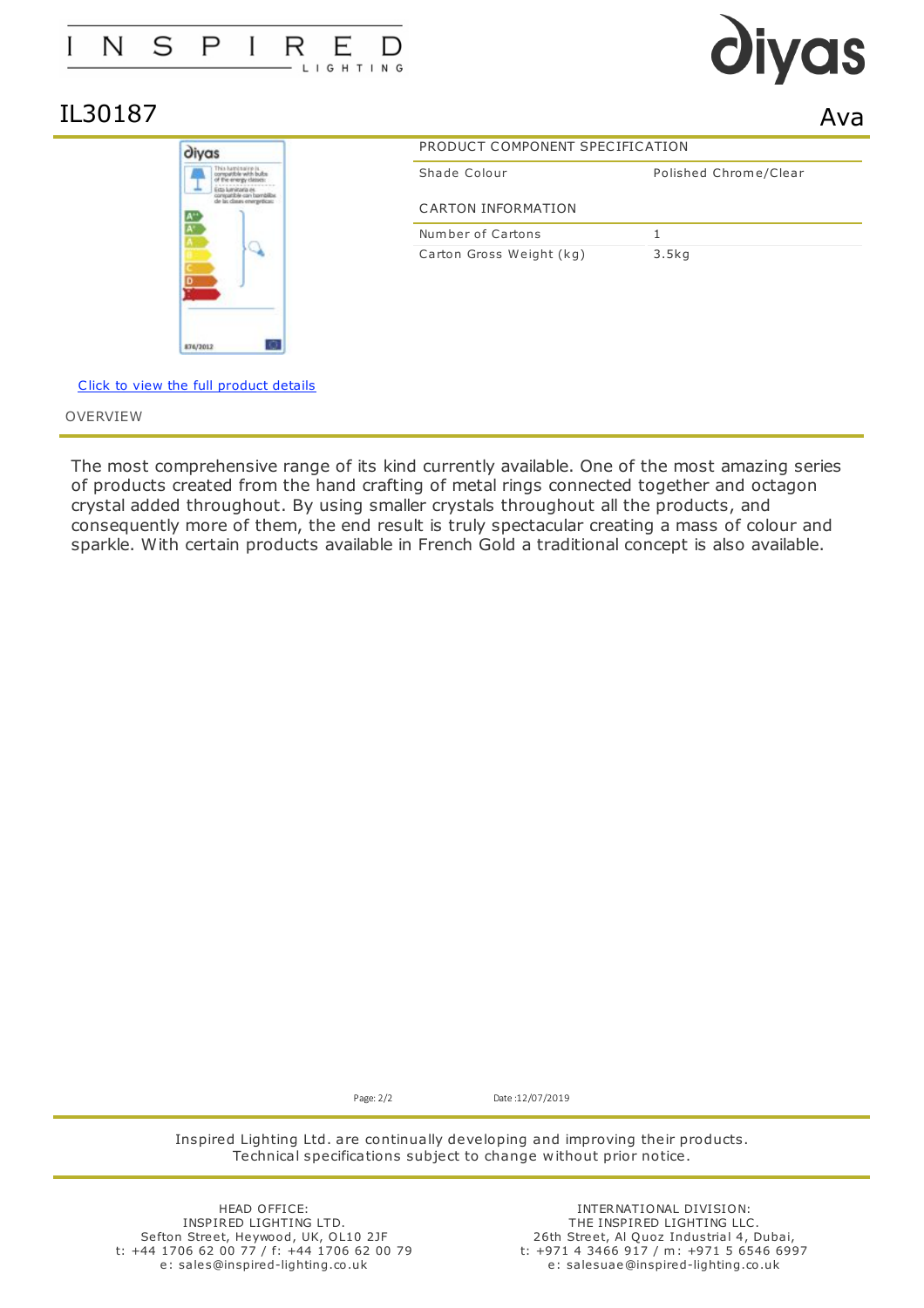# IL30187

## Ava

| PRODUCT COMPONENT SPECIFICATION | |
|---|---|
| Shade Colour | Polished Chrome/Clear |

| CARTON INFORMATION | |
|---|---|
| Number of Cartons | 1 |
| Carton Gross Weight (kg) | 3.5kg |

Click to view the full product details

## OVERVIEW

The most comprehensive range of its kind currently available. One of the most amazing series of products created from the hand crafting of metal rings connected together and octagon crystal added throughout. By using smaller crystals throughout all the products, and consequently more of them, the end result is truly spectacular creating a mass of colour and sparkle. With certain products available in French Gold a traditional concept is also available.

Date :12/07/2019

Inspired Lighting Ltd. are continually developing and improving their products.
Technical specifications subject to change without prior notice.

HEAD OFFICE:
INSPIRED LIGHTING LTD.
Sefton Street, Heywood, UK, OL10 2JF
t: +44 1706 62 00 77 / f: +44 1706 62 00 79
e: sales@inspired-lighting.co.uk

INTERNATIONAL DIVISION:
THE INSPIRED LIGHTING LLC.
26th Street, Al Quoz Industrial 4, Dubai,
t: +971 4 3466 917 / m: +971 5 6546 6997
e: salesuae@inspired-lighting.co.uk